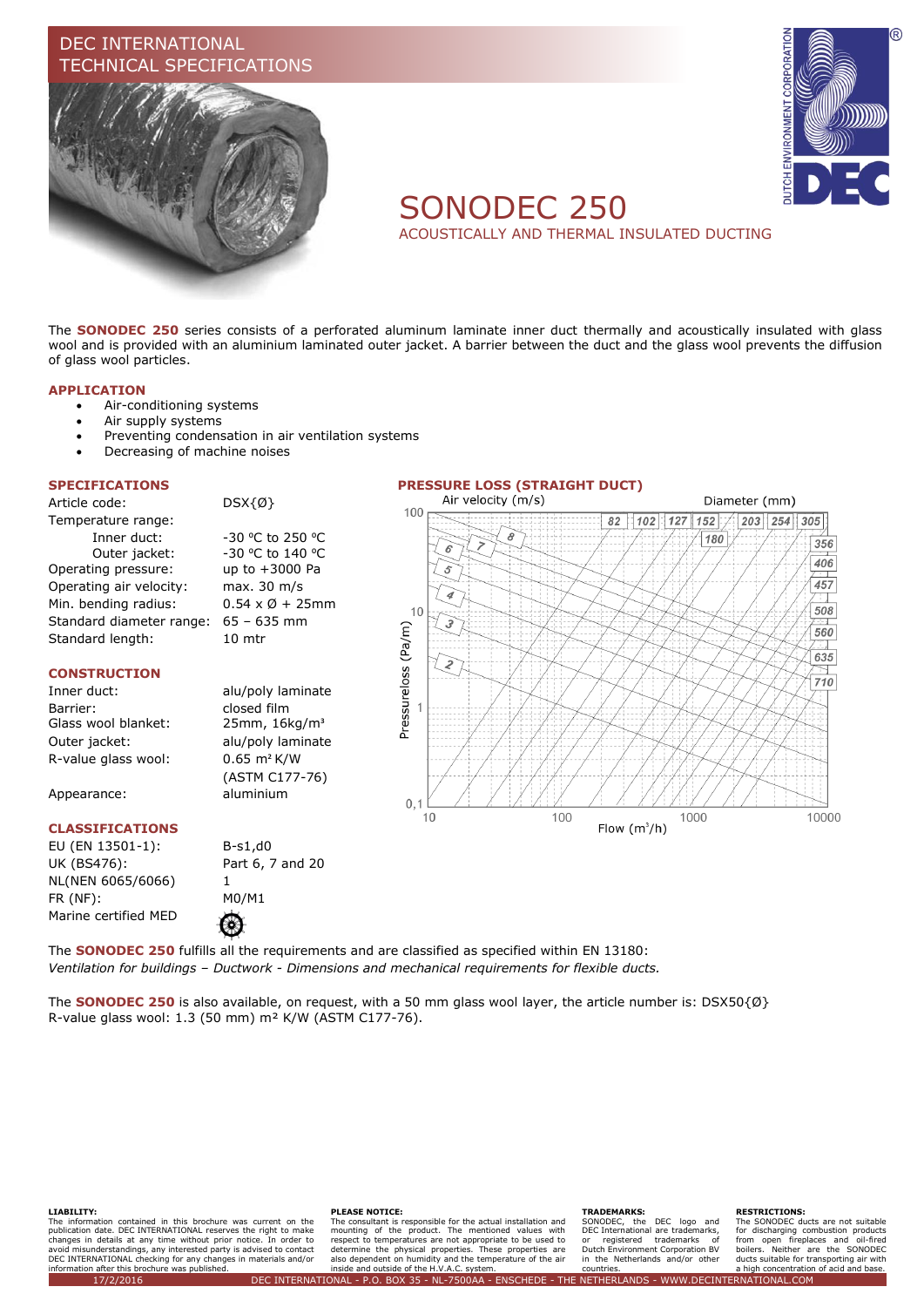DEC INTERNATIONAL
TECHNICAL SPECIFICATIONS

# SONODEC 250

## ACOUSTICALLY AND THERMAL INSULATED DUCTING

The **SONODEC 250** series consists of a perforated aluminum laminate inner duct thermally and acoustically insulated with glass wool and is provided with an aluminium laminated outer jacket. A barrier between the duct and the glass wool prevents the diffusion of glass wool particles.

### APPLICATION

- Air-conditioning systems
- Air supply systems
- Preventing condensation in air ventilation systems
- Decreasing of machine noises

### SPECIFICATIONS

| | |
|---|---|
| Article code: | DSX{Ø} |
| Temperature range: | |
| Inner duct: | -30 ºC to 250 ºC |
| Outer jacket: | -30 ºC to 140 ºC |
| Operating pressure: | up to +3000 Pa |
| Operating air velocity: | max. 30 m/s |
| Min. bending radius: | 0.54 x Ø + 25mm |
| Standard diameter range: | 65 – 635 mm |
| Standard length: | 10 mtr |

### CONSTRUCTION

| | |
|---|---|
| Inner duct: | alu/poly laminate |
| Barrier: | closed film |
| Glass wool blanket: | 25mm, 16kg/m³ |
| Outer jacket: | alu/poly laminate |
| R-value glass wool: | 0.65 m² K/W (ASTM C177-76) |
| Appearance: | aluminium |

### CLASSIFICATIONS

| | |
|---|---|
| EU (EN 13501-1): | B-s1,d0 |
| UK (BS476): | Part 6, 7 and 20 |
| NL(NEN 6065/6066) | 1 |
| FR (NF): | M0/M1 |
| Marine certified MED | |

### PRESSURE LOSS (STRAIGHT DUCT)

Air velocity (m/s): 2, 3, 4, 5, 6, 7, 8
Diameter (mm): 82, 102, 127, 152, 180, 203, 254, 305, 356, 406, 457, 508, 560, 635, 710
Pressureloss (Pa/m): 0,1 – 100
Flow (m³/h): 10 – 10000

The **SONODEC 250** fulfills all the requirements and are classified as specified within EN 13180:
*Ventilation for buildings – Ductwork - Dimensions and mechanical requirements for flexible ducts.*

The **SONODEC 250** is also available, on request, with a 50 mm glass wool layer, the article number is: DSX50{Ø}
R-value glass wool: 1.3 (50 mm) m² K/W (ASTM C177-76).

**LIABILITY:**
The information contained in this brochure was current on the publication date. DEC INTERNATIONAL reserves the right to make changes in details at any time without prior notice. In order to avoid misunderstandings, any interested party is advised to contact DEC INTERNATIONAL checking for any changes in materials and/or information after this brochure was published.

**PLEASE NOTICE:**
The consultant is responsible for the actual installation and mounting of the product. The mentioned values with respect to temperatures are not appropriate to be used to determine the physical properties. These properties are also dependent on humidity and the temperature of the air inside and outside of the H.V.A.C. system.

**TRADEMARKS:**
SONODEC, the DEC logo and DEC International are trademarks, or registered trademarks of Dutch Environment Corporation BV in the Netherlands and/or other countries.

**RESTRICTIONS:**
The SONODEC ducts are not suitable for discharging combustion products from open fireplaces and oil-fired boilers. Neither are the SONODEC ducts suitable for transporting air with a high concentration of acid and base.

17/2/2016 DEC INTERNATIONAL - P.O. BOX 35 - NL-7500AA - ENSCHEDE - THE NETHERLANDS - WWW.DECINTERNATIONAL.COM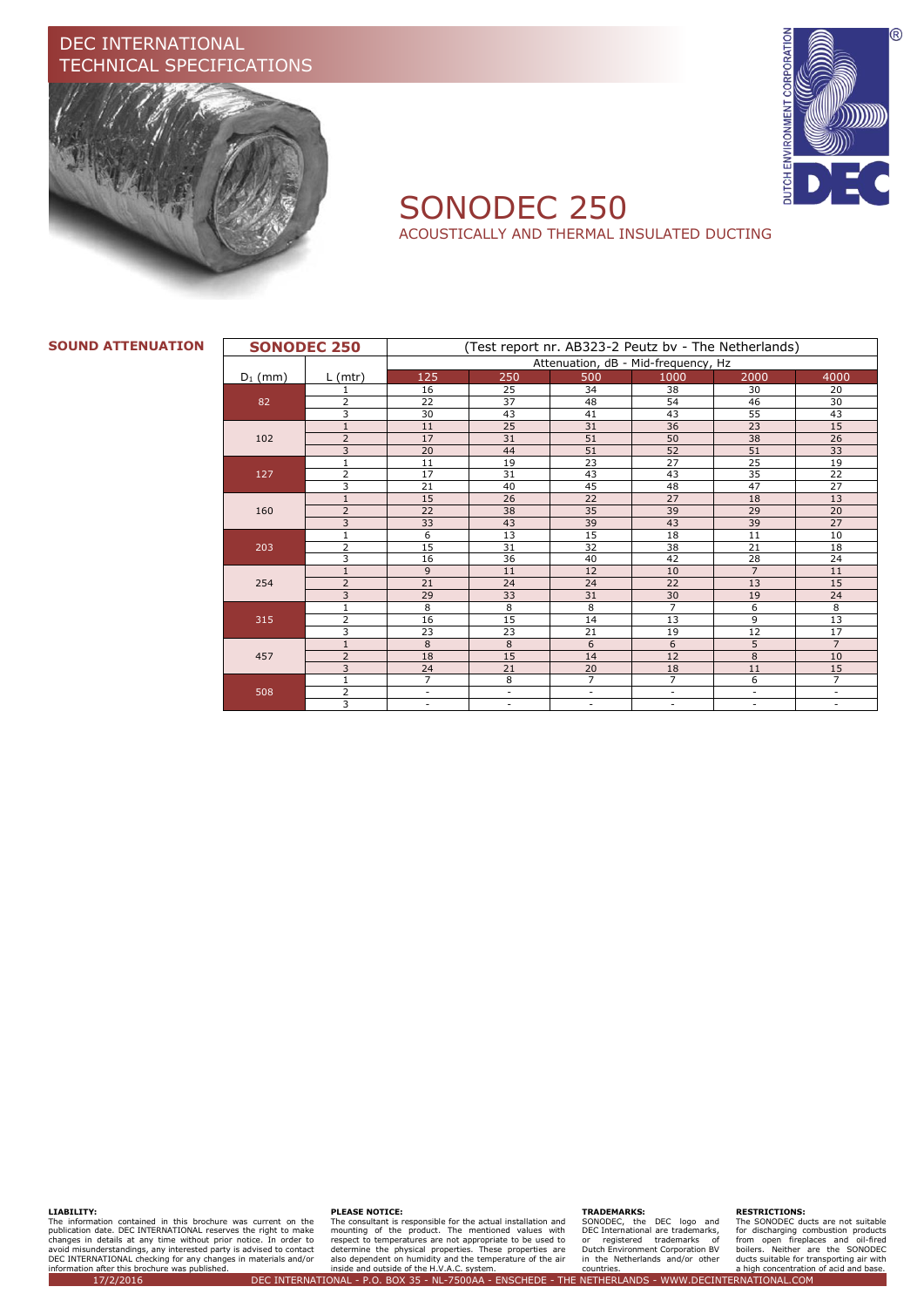DEC INTERNATIONAL
TECHNICAL SPECIFICATIONS

# SONODEC 250

## ACOUSTICALLY AND THERMAL INSULATED DUCTING

### SOUND ATTENUATION

| SONODEC 250 | | (Test report nr. AB323-2 Peutz bv - The Netherlands) | | | | | |
|---|---|---|---|---|---|---|---|
| | | Attenuation, dB - Mid-frequency, Hz | | | | | |
| $D_1$ (mm) | L (mtr) | 125 | 250 | 500 | 1000 | 2000 | 4000 |
| 82 | 1 | 16 | 25 | 34 | 38 | 30 | 20 |
| | 2 | 22 | 37 | 48 | 54 | 46 | 30 |
| | 3 | 30 | 43 | 41 | 43 | 55 | 43 |
| 102 | 1 | 11 | 25 | 31 | 36 | 23 | 15 |
| | 2 | 17 | 31 | 51 | 50 | 38 | 26 |
| | 3 | 20 | 44 | 51 | 52 | 51 | 33 |
| 127 | 1 | 11 | 19 | 23 | 27 | 25 | 19 |
| | 2 | 17 | 31 | 43 | 43 | 35 | 22 |
| | 3 | 21 | 40 | 45 | 48 | 47 | 27 |
| 160 | 1 | 15 | 26 | 22 | 27 | 18 | 13 |
| | 2 | 22 | 38 | 35 | 39 | 29 | 20 |
| | 3 | 33 | 43 | 39 | 43 | 39 | 27 |
| 203 | 1 | 6 | 13 | 15 | 18 | 11 | 10 |
| | 2 | 15 | 31 | 32 | 38 | 21 | 18 |
| | 3 | 16 | 36 | 40 | 42 | 28 | 24 |
| 254 | 1 | 9 | 11 | 12 | 10 | 7 | 11 |
| | 2 | 21 | 24 | 24 | 22 | 13 | 15 |
| | 3 | 29 | 33 | 31 | 30 | 19 | 24 |
| 315 | 1 | 8 | 8 | 8 | 7 | 6 | 8 |
| | 2 | 16 | 15 | 14 | 13 | 9 | 13 |
| | 3 | 23 | 23 | 21 | 19 | 12 | 17 |
| 457 | 1 | 8 | 8 | 6 | 6 | 5 | 7 |
| | 2 | 18 | 15 | 14 | 12 | 8 | 10 |
| | 3 | 24 | 21 | 20 | 18 | 11 | 15 |
| 508 | 1 | 7 | 8 | 7 | 7 | 6 | 7 |
| | 2 | - | - | - | - | - | - |
| | 3 | - | - | - | - | - | - |

**LIABILITY:**
The information contained in this brochure was current on the publication date. DEC INTERNATIONAL reserves the right to make changes in details at any time without prior notice. In order to avoid misunderstandings, any interested party is advised to contact DEC INTERNATIONAL checking for any changes in materials and/or information after this brochure was published.

**PLEASE NOTICE:**
The consultant is responsible for the actual installation and mounting of the product. The mentioned values with respect to temperatures are not appropriate to be used to determine the physical properties. These properties are also dependent on humidity and the temperature of the air inside and outside of the H.V.A.C. system.

**TRADEMARKS:**
SONODEC, the DEC logo and DEC International are trademarks, or registered trademarks of Dutch Environment Corporation BV in the Netherlands and/or other countries.

**RESTRICTIONS:**
The SONODEC ducts are not suitable for discharging combustion products from open fireplaces and oil-fired boilers. Neither are the SONODEC ducts suitable for transporting air with a high concentration of acid and base.

17/2/2016 DEC INTERNATIONAL - P.O. BOX 35 - NL-7500AA - ENSCHEDE - THE NETHERLANDS - WWW.DECINTERNATIONAL.COM